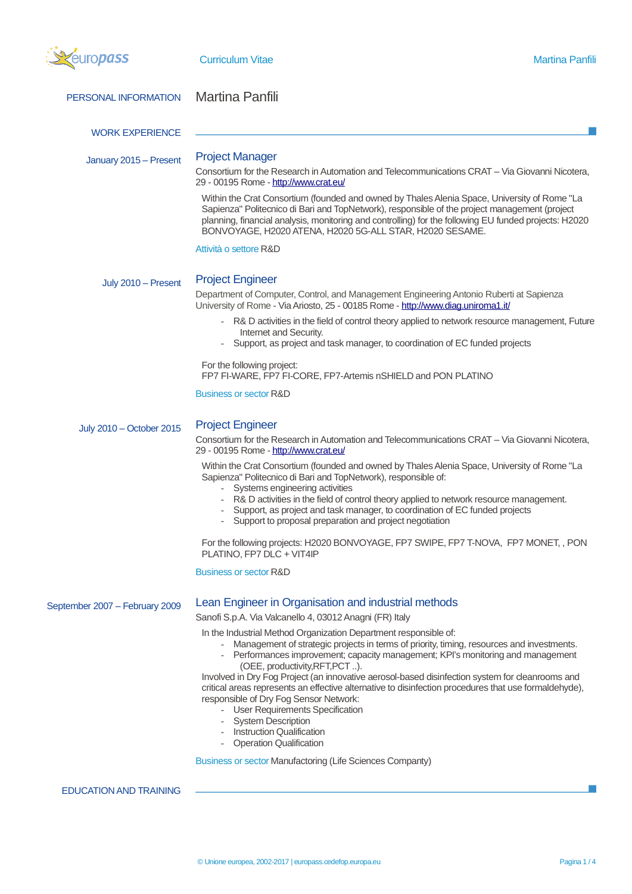# Curriculum Vitae

## PERSONAL INFORMATION

Martina Panfili

## WORK EXPERIENCE

**January 2015 – Present**

### Project Manager

Consortium for the Research in Automation and Telecommunications CRAT – Via Giovanni Nicotera, 29 - 00195 Rome - http://www.crat.eu/

Within the Crat Consortium (founded and owned by Thales Alenia Space, University of Rome "La Sapienza" Politecnico di Bari and TopNetwork), responsible of the project management (project planning, financial analysis, monitoring and controlling) for the following EU funded projects: H2020 BONVOYAGE, H2020 ATENA, H2020 5G-ALL STAR, H2020 SESAME.

Attività o settore R&D

**July 2010 – Present**

### Project Engineer

Department of Computer, Control, and Management Engineering Antonio Ruberti at Sapienza University of Rome - Via Ariosto, 25 - 00185 Rome - http://www.diag.uniroma1.it/

- R& D activities in the field of control theory applied to network resource management, Future Internet and Security.
- Support, as project and task manager, to coordination of EC funded projects

For the following project:
FP7 FI-WARE, FP7 FI-CORE, FP7-Artemis nSHIELD and PON PLATINO

Business or sector R&D

**July 2010 – October 2015**

### Project Engineer

Consortium for the Research in Automation and Telecommunications CRAT – Via Giovanni Nicotera, 29 - 00195 Rome - http://www.crat.eu/

Within the Crat Consortium (founded and owned by Thales Alenia Space, University of Rome "La Sapienza" Politecnico di Bari and TopNetwork), responsible of:

- Systems engineering activities
- R& D activities in the field of control theory applied to network resource management.
- Support, as project and task manager, to coordination of EC funded projects
- Support to proposal preparation and project negotiation

For the following projects: H2020 BONVOYAGE, FP7 SWIPE, FP7 T-NOVA, FP7 MONET, , PON PLATINO, FP7 DLC + VIT4IP

Business or sector R&D

**September 2007 – February 2009**

### Lean Engineer in Organisation and industrial methods

Sanofi S.p.A. Via Valcanello 4, 03012 Anagni (FR) Italy

In the Industrial Method Organization Department responsible of:

- Management of strategic projects in terms of priority, timing, resources and investments.
- Performances improvement; capacity management; KPI's monitoring and management (OEE, productivity,RFT,PCT ..).

Involved in Dry Fog Project (an innovative aerosol-based disinfection system for cleanrooms and critical areas represents an effective alternative to disinfection procedures that use formaldehyde), responsible of Dry Fog Sensor Network:

- User Requirements Specification
- System Description
- Instruction Qualification
- Operation Qualification

Business or sector Manufactoring (Life Sciences Company)

## EDUCATION AND TRAINING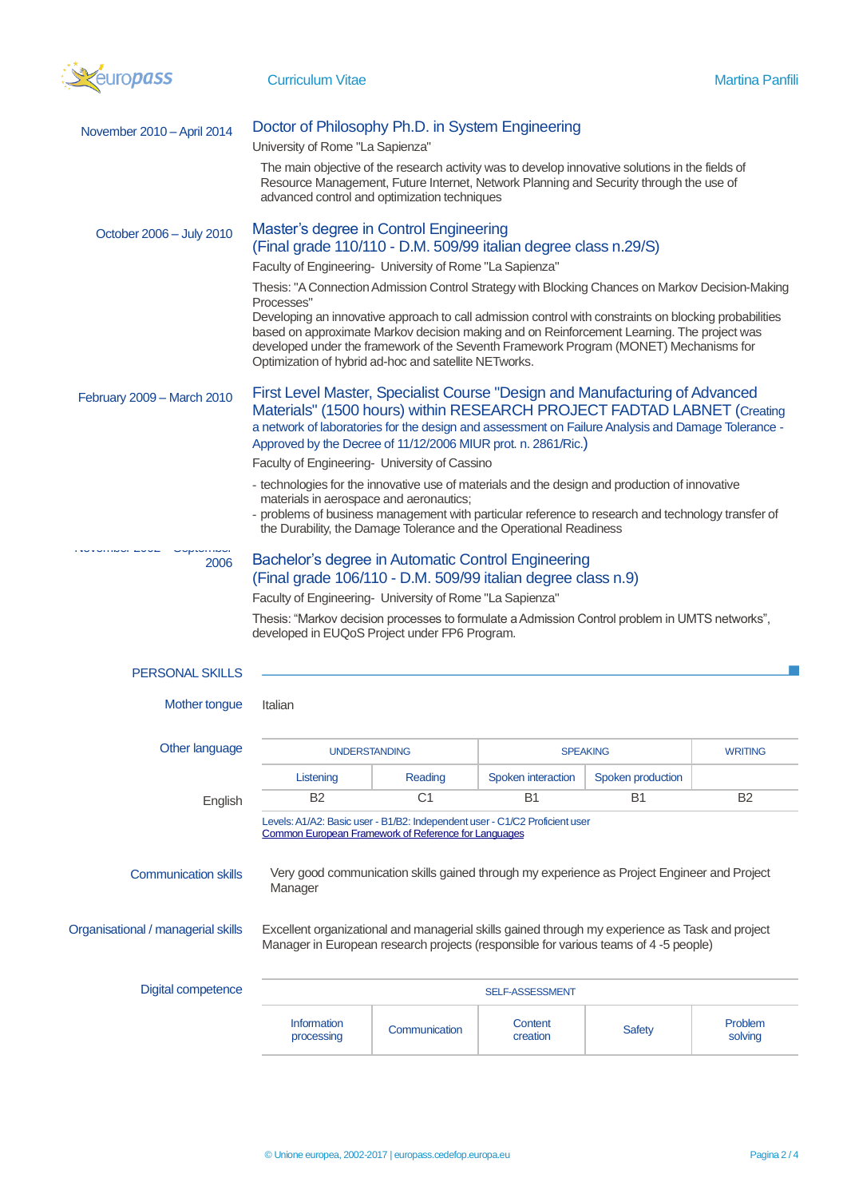**November 2010 – April 2014**

### Doctor of Philosophy Ph.D. in System Engineering

University of Rome "La Sapienza"

The main objective of the research activity was to develop innovative solutions in the fields of Resource Management, Future Internet, Network Planning and Security through the use of advanced control and optimization techniques

**October 2006 – July 2010**

### Master's degree in Control Engineering (Final grade 110/110 - D.M. 509/99 italian degree class n.29/S)

Faculty of Engineering- University of Rome "La Sapienza"

Thesis: "A Connection Admission Control Strategy with Blocking Chances on Markov Decision-Making Processes"
Developing an innovative approach to call admission control with constraints on blocking probabilities based on approximate Markov decision making and on Reinforcement Learning. The project was developed under the framework of the Seventh Framework Program (MONET) Mechanisms for Optimization of hybrid ad-hoc and satellite NETworks.

**February 2009 – March 2010**

### First Level Master, Specialist Course "Design and Manufacturing of Advanced Materials" (1500 hours) within RESEARCH PROJECT FADTAD LABNET (Creating a network of laboratories for the design and assessment on Failure Analysis and Damage Tolerance - Approved by the Decree of 11/12/2006 MIUR prot. n. 2861/Ric.)

Faculty of Engineering- University of Cassino

- technologies for the innovative use of materials and the design and production of innovative materials in aerospace and aeronautics;
- problems of business management with particular reference to research and technology transfer of the Durability, the Damage Tolerance and the Operational Readiness

**November 2002 – September 2006**

### Bachelor's degree in Automatic Control Engineering (Final grade 106/110 - D.M. 509/99 italian degree class n.9)

Faculty of Engineering- University of Rome "La Sapienza"

Thesis: "Markov decision processes to formulate a Admission Control problem in UMTS networks", developed in EUQoS Project under FP6 Program.

## PERSONAL SKILLS

**Mother tongue**: Italian

**Other language**

| | UNDERSTANDING | | SPEAKING | | WRITING |
|---|---|---|---|---|---|
| | Listening | Reading | Spoken interaction | Spoken production | |
| English | B2 | C1 | B1 | B1 | B2 |

Levels: A1/A2: Basic user - B1/B2: Independent user - C1/C2 Proficient user
Common European Framework of Reference for Languages

**Communication skills**

Very good communication skills gained through my experience as Project Engineer and Project Manager

**Organisational / managerial skills**

Excellent organizational and managerial skills gained through my experience as Task and project Manager in European research projects (responsible for various teams of 4 -5 people)

**Digital competence**

| SELF-ASSESSMENT | | | | |
|---|---|---|---|---|
| Information processing | Communication | Content creation | Safety | Problem solving |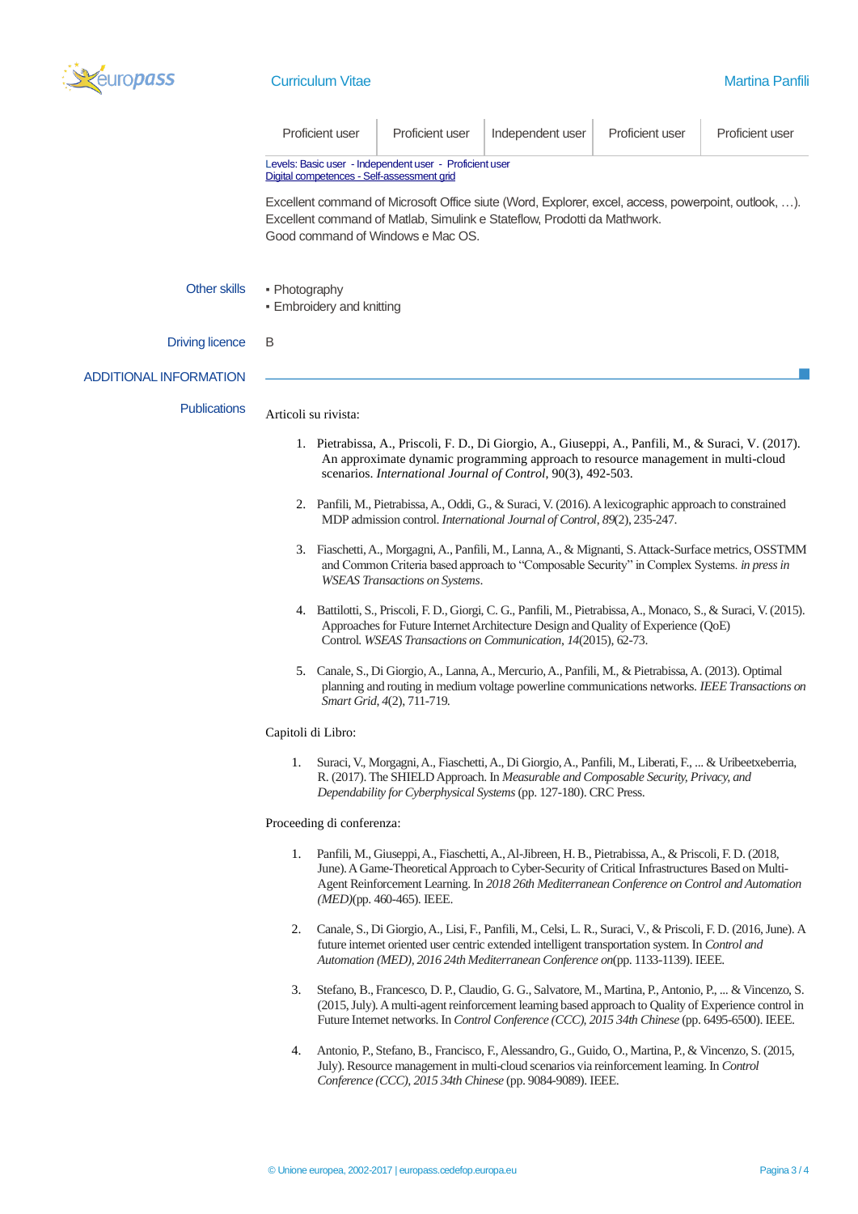| Proficient user | Proficient user | Independent user | Proficient user | Proficient user |
|---|---|---|---|---|

Levels: Basic user - Independent user - Proficient user
Digital competences - Self-assessment grid

Excellent command of Microsoft Office siute (Word, Explorer, excel, access, powerpoint, outlook, …).
Excellent command of Matlab, Simulink e Stateflow, Prodotti da Mathwork.
Good command of Windows e Mac OS.

**Other skills**

- Photography
- Embroidery and knitting

**Driving licence** B

## ADDITIONAL INFORMATION

**Publications**

Articoli su rivista:

1. Pietrabissa, A., Priscoli, F. D., Di Giorgio, A., Giuseppi, A., Panfili, M., & Suraci, V. (2017). An approximate dynamic programming approach to resource management in multi-cloud scenarios. *International Journal of Control*, 90(3), 492-503.

2. Panfili, M., Pietrabissa, A., Oddi, G., & Suraci, V. (2016). A lexicographic approach to constrained MDP admission control. *International Journal of Control*, *89*(2), 235-247.

3. Fiaschetti, A., Morgagni, A., Panfili, M., Lanna, A., & Mignanti, S. Attack-Surface metrics, OSSTMM and Common Criteria based approach to "Composable Security" in Complex Systems. *in press in WSEAS Transactions on Systems*.

4. Battilotti, S., Priscoli, F. D., Giorgi, C. G., Panfili, M., Pietrabissa, A., Monaco, S., & Suraci, V. (2015). Approaches for Future Internet Architecture Design and Quality of Experience (QoE) Control. *WSEAS Transactions on Communication*, *14*(2015), 62-73.

5. Canale, S., Di Giorgio, A., Lanna, A., Mercurio, A., Panfili, M., & Pietrabissa, A. (2013). Optimal planning and routing in medium voltage powerline communications networks. *IEEE Transactions on Smart Grid*, *4*(2), 711-719.

Capitoli di Libro:

1. Suraci, V., Morgagni, A., Fiaschetti, A., Di Giorgio, A., Panfili, M., Liberati, F., ... & Uribeetxeberria, R. (2017). The SHIELD Approach. In *Measurable and Composable Security, Privacy, and Dependability for Cyberphysical Systems* (pp. 127-180). CRC Press.

Proceeding di conferenza:

1. Panfili, M., Giuseppi, A., Fiaschetti, A., Al-Jibreen, H. B., Pietrabissa, A., & Priscoli, F. D. (2018, June). A Game-Theoretical Approach to Cyber-Security of Critical Infrastructures Based on Multi-Agent Reinforcement Learning. In *2018 26th Mediterranean Conference on Control and Automation (MED)*(pp. 460-465). IEEE.

2. Canale, S., Di Giorgio, A., Lisi, F., Panfili, M., Celsi, L. R., Suraci, V., & Priscoli, F. D. (2016, June). A future internet oriented user centric extended intelligent transportation system. In *Control and Automation (MED), 2016 24th Mediterranean Conference on*(pp. 1133-1139). IEEE.

3. Stefano, B., Francesco, D. P., Claudio, G. G., Salvatore, M., Martina, P., Antonio, P., ... & Vincenzo, S. (2015, July). A multi-agent reinforcement learning based approach to Quality of Experience control in Future Internet networks. In *Control Conference (CCC), 2015 34th Chinese* (pp. 6495-6500). IEEE.

4. Antonio, P., Stefano, B., Francisco, F., Alessandro, G., Guido, O., Martina, P., & Vincenzo, S. (2015, July). Resource management in multi-cloud scenarios via reinforcement learning. In *Control Conference (CCC), 2015 34th Chinese* (pp. 9084-9089). IEEE.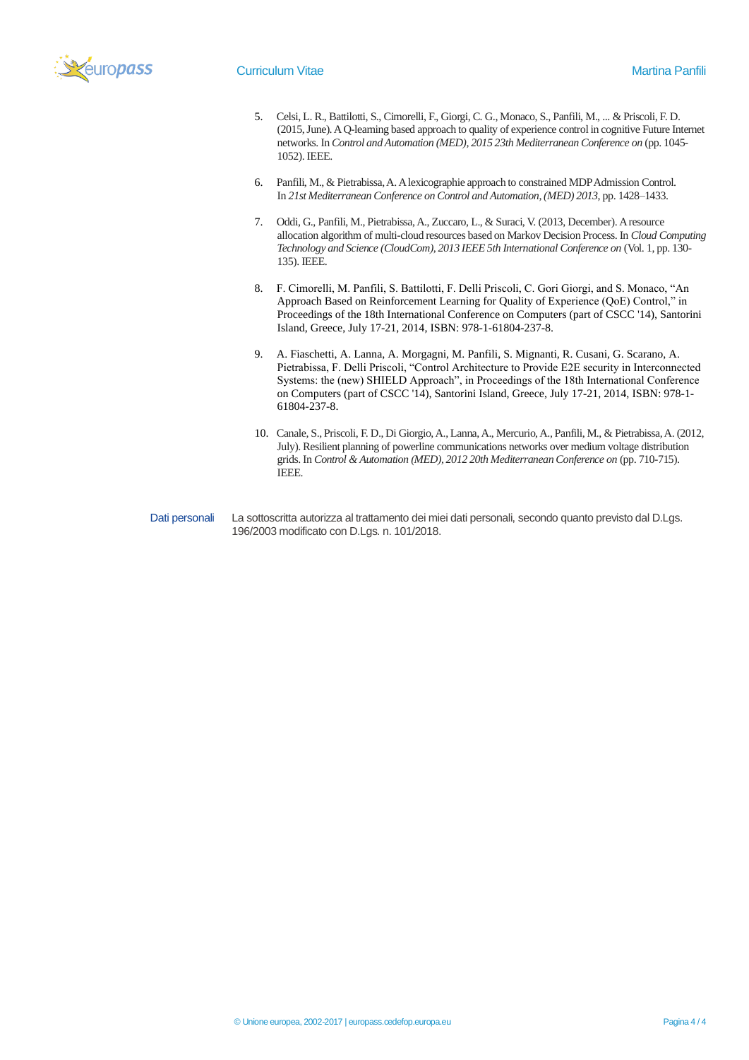5. Celsi, L. R., Battilotti, S., Cimorelli, F., Giorgi, C. G., Monaco, S., Panfili, M., ... & Priscoli, F. D. (2015, June). A Q-learning based approach to quality of experience control in cognitive Future Internet networks. In *Control and Automation (MED), 2015 23th Mediterranean Conference on* (pp. 1045-1052). IEEE.

6. Panfili, M., & Pietrabissa, A. A lexicographie approach to constrained MDP Admission Control. In *21st Mediterranean Conference on Control and Automation, (MED) 2013*, pp. 1428–1433.

7. Oddi, G., Panfili, M., Pietrabissa, A., Zuccaro, L., & Suraci, V. (2013, December). A resource allocation algorithm of multi-cloud resources based on Markov Decision Process. In *Cloud Computing Technology and Science (CloudCom), 2013 IEEE 5th International Conference on* (Vol. 1, pp. 130-135). IEEE.

8. F. Cimorelli, M. Panfili, S. Battilotti, F. Delli Priscoli, C. Gori Giorgi, and S. Monaco, "An Approach Based on Reinforcement Learning for Quality of Experience (QoE) Control," in Proceedings of the 18th International Conference on Computers (part of CSCC '14), Santorini Island, Greece, July 17-21, 2014, ISBN: 978-1-61804-237-8.

9. A. Fiaschetti, A. Lanna, A. Morgagni, M. Panfili, S. Mignanti, R. Cusani, G. Scarano, A. Pietrabissa, F. Delli Priscoli, "Control Architecture to Provide E2E security in Interconnected Systems: the (new) SHIELD Approach", in Proceedings of the 18th International Conference on Computers (part of CSCC '14), Santorini Island, Greece, July 17-21, 2014, ISBN: 978-1-61804-237-8.

10. Canale, S., Priscoli, F. D., Di Giorgio, A., Lanna, A., Mercurio, A., Panfili, M., & Pietrabissa, A. (2012, July). Resilient planning of powerline communications networks over medium voltage distribution grids. In *Control & Automation (MED), 2012 20th Mediterranean Conference on* (pp. 710-715). IEEE.

**Dati personali** La sottoscritta autorizza al trattamento dei miei dati personali, secondo quanto previsto dal D.Lgs. 196/2003 modificato con D.Lgs. n. 101/2018.